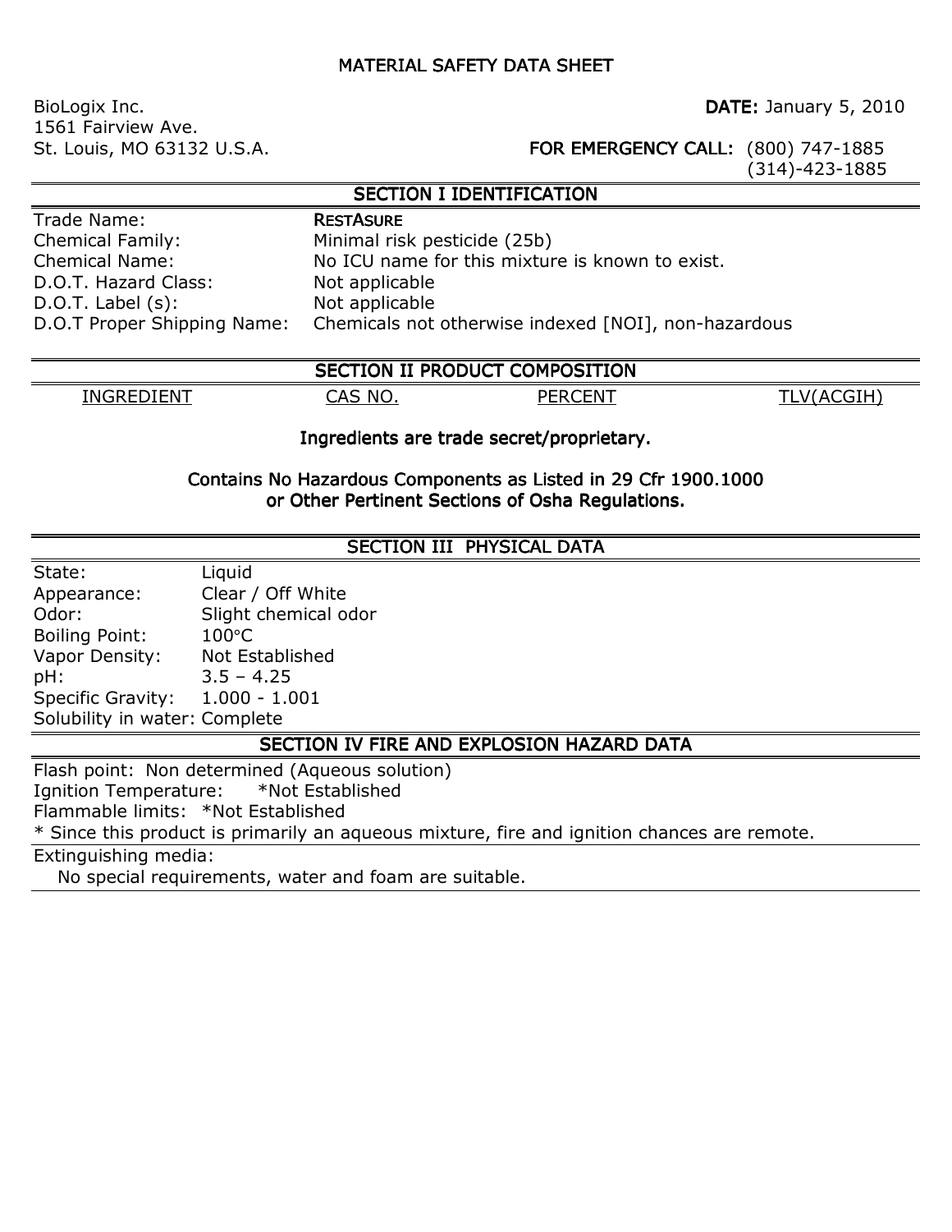# MATERIAL SAFETY DATA SHEET

BioLogix Inc.
1561 Fairview Ave.
St. Louis, MO 63132 U.S.A.

**DATE:** January 5, 2010

**FOR EMERGENCY CALL:** (800) 747-1885
(314)-423-1885

## SECTION I IDENTIFICATION

| | |
|---|---|
| Trade Name: | **RESTASURE** |
| Chemical Family: | Minimal risk pesticide (25b) |
| Chemical Name: | No ICU name for this mixture is known to exist. |
| D.O.T. Hazard Class: | Not applicable |
| D.O.T. Label (s): | Not applicable |
| D.O.T Proper Shipping Name: | Chemicals not otherwise indexed [NOI], non-hazardous |

## SECTION II PRODUCT COMPOSITION

| INGREDIENT | CAS NO. | PERCENT | TLV(ACGIH) |
|---|---|---|---|

**Ingredients are trade secret/proprietary.**

**Contains No Hazardous Components as Listed in 29 Cfr 1900.1000 or Other Pertinent Sections of Osha Regulations.**

## SECTION III PHYSICAL DATA

| | |
|---|---|
| State: | Liquid |
| Appearance: | Clear / Off White |
| Odor: | Slight chemical odor |
| Boiling Point: | 100°C |
| Vapor Density: | Not Established |
| pH: | 3.5 – 4.25 |
| Specific Gravity: | 1.000 - 1.001 |
| Solubility in water: | Complete |

## SECTION IV FIRE AND EXPLOSION HAZARD DATA

Flash point: Non determined (Aqueous solution)
Ignition Temperature: *Not Established
Flammable limits: *Not Established
* Since this product is primarily an aqueous mixture, fire and ignition chances are remote.

Extinguishing media:
No special requirements, water and foam are suitable.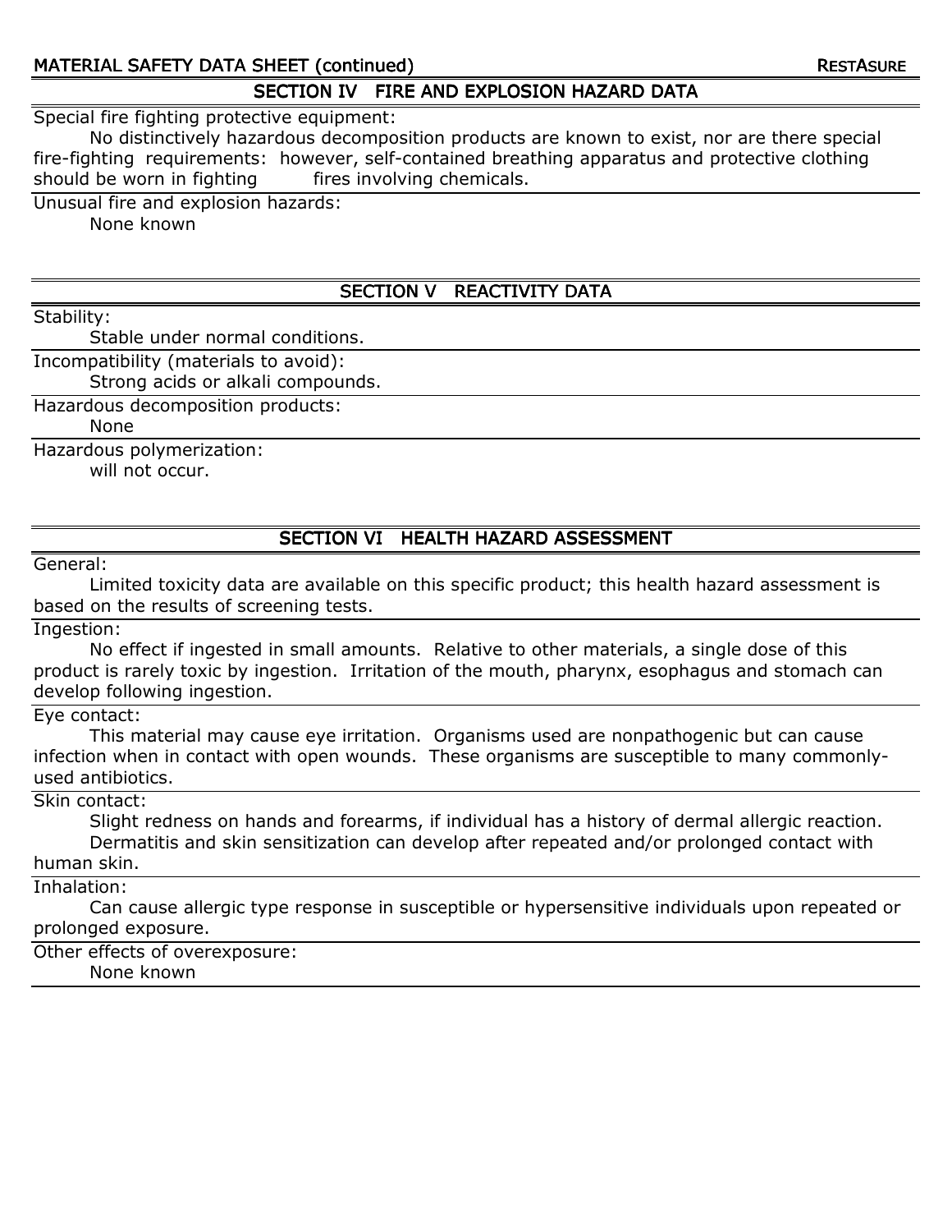## SECTION IV FIRE AND EXPLOSION HAZARD DATA

Special fire fighting protective equipment:

No distinctively hazardous decomposition products are known to exist, nor are there special fire-fighting requirements: however, self-contained breathing apparatus and protective clothing should be worn in fighting fires involving chemicals.

Unusual fire and explosion hazards:

None known

## SECTION V REACTIVITY DATA

Stability:

Stable under normal conditions.

Incompatibility (materials to avoid):

Strong acids or alkali compounds.

Hazardous decomposition products:

None

Hazardous polymerization:

will not occur.

## SECTION VI HEALTH HAZARD ASSESSMENT

General:

Limited toxicity data are available on this specific product; this health hazard assessment is based on the results of screening tests.

Ingestion:

No effect if ingested in small amounts. Relative to other materials, a single dose of this product is rarely toxic by ingestion. Irritation of the mouth, pharynx, esophagus and stomach can develop following ingestion.

Eye contact:

This material may cause eye irritation. Organisms used are nonpathogenic but can cause infection when in contact with open wounds. These organisms are susceptible to many commonly-used antibiotics.

Skin contact:

Slight redness on hands and forearms, if individual has a history of dermal allergic reaction.

Dermatitis and skin sensitization can develop after repeated and/or prolonged contact with human skin.

Inhalation:

Can cause allergic type response in susceptible or hypersensitive individuals upon repeated or prolonged exposure.

Other effects of overexposure:

None known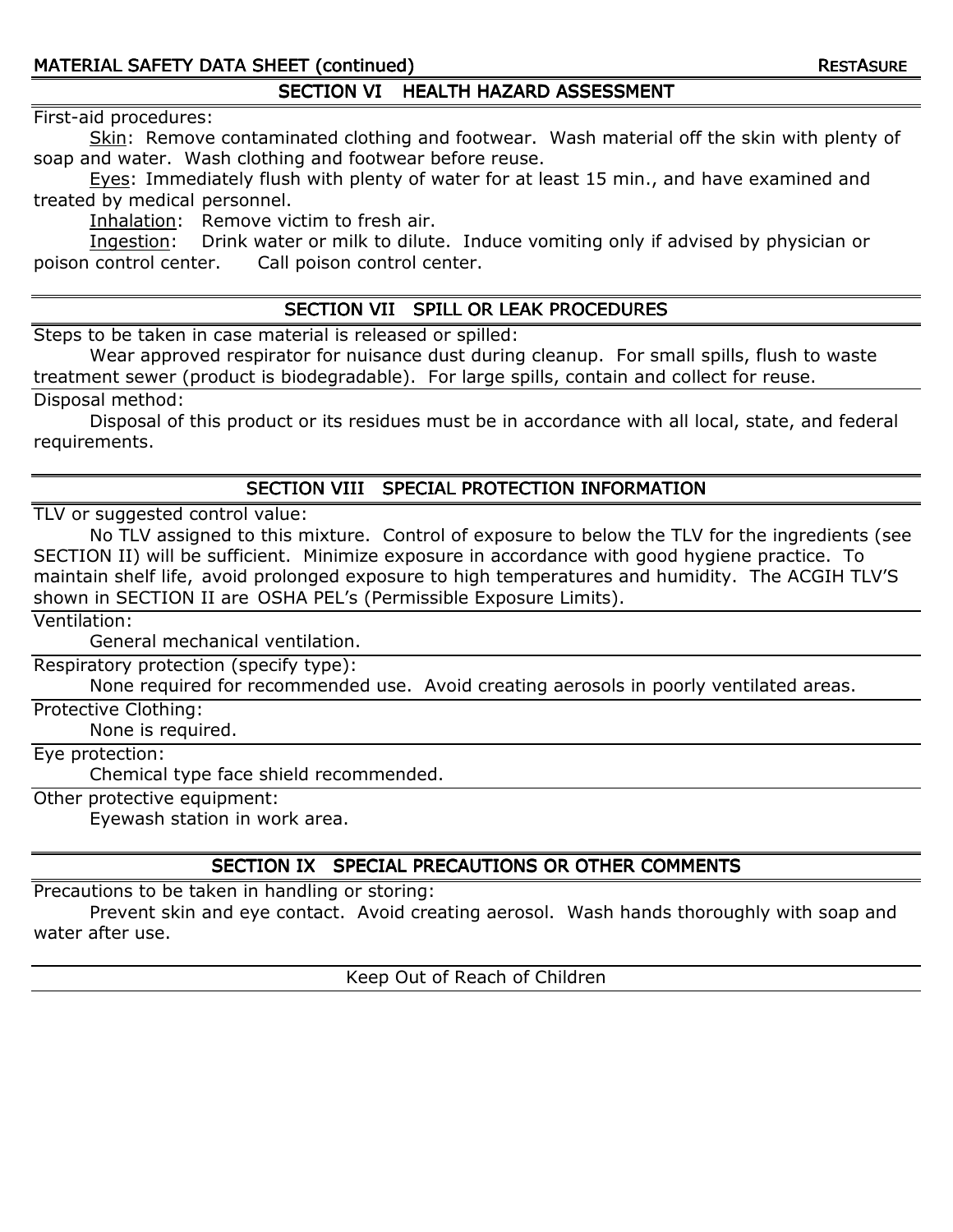## SECTION VI HEALTH HAZARD ASSESSMENT

First-aid procedures:

Skin: Remove contaminated clothing and footwear. Wash material off the skin with plenty of soap and water. Wash clothing and footwear before reuse.

Eyes: Immediately flush with plenty of water for at least 15 min., and have examined and treated by medical personnel.

Inhalation: Remove victim to fresh air.

Ingestion: Drink water or milk to dilute. Induce vomiting only if advised by physician or poison control center. Call poison control center.

## SECTION VII SPILL OR LEAK PROCEDURES

Steps to be taken in case material is released or spilled:

Wear approved respirator for nuisance dust during cleanup. For small spills, flush to waste treatment sewer (product is biodegradable). For large spills, contain and collect for reuse.

Disposal method:

Disposal of this product or its residues must be in accordance with all local, state, and federal requirements.

## SECTION VIII SPECIAL PROTECTION INFORMATION

TLV or suggested control value:

No TLV assigned to this mixture. Control of exposure to below the TLV for the ingredients (see SECTION II) will be sufficient. Minimize exposure in accordance with good hygiene practice. To maintain shelf life, avoid prolonged exposure to high temperatures and humidity. The ACGIH TLV'S shown in SECTION II are OSHA PEL's (Permissible Exposure Limits).

Ventilation:

General mechanical ventilation.

Respiratory protection (specify type):

None required for recommended use. Avoid creating aerosols in poorly ventilated areas.

Protective Clothing:

None is required.

Eye protection:

Chemical type face shield recommended.

Other protective equipment:

Eyewash station in work area.

## SECTION IX SPECIAL PRECAUTIONS OR OTHER COMMENTS

Precautions to be taken in handling or storing:

Prevent skin and eye contact. Avoid creating aerosol. Wash hands thoroughly with soap and water after use.

Keep Out of Reach of Children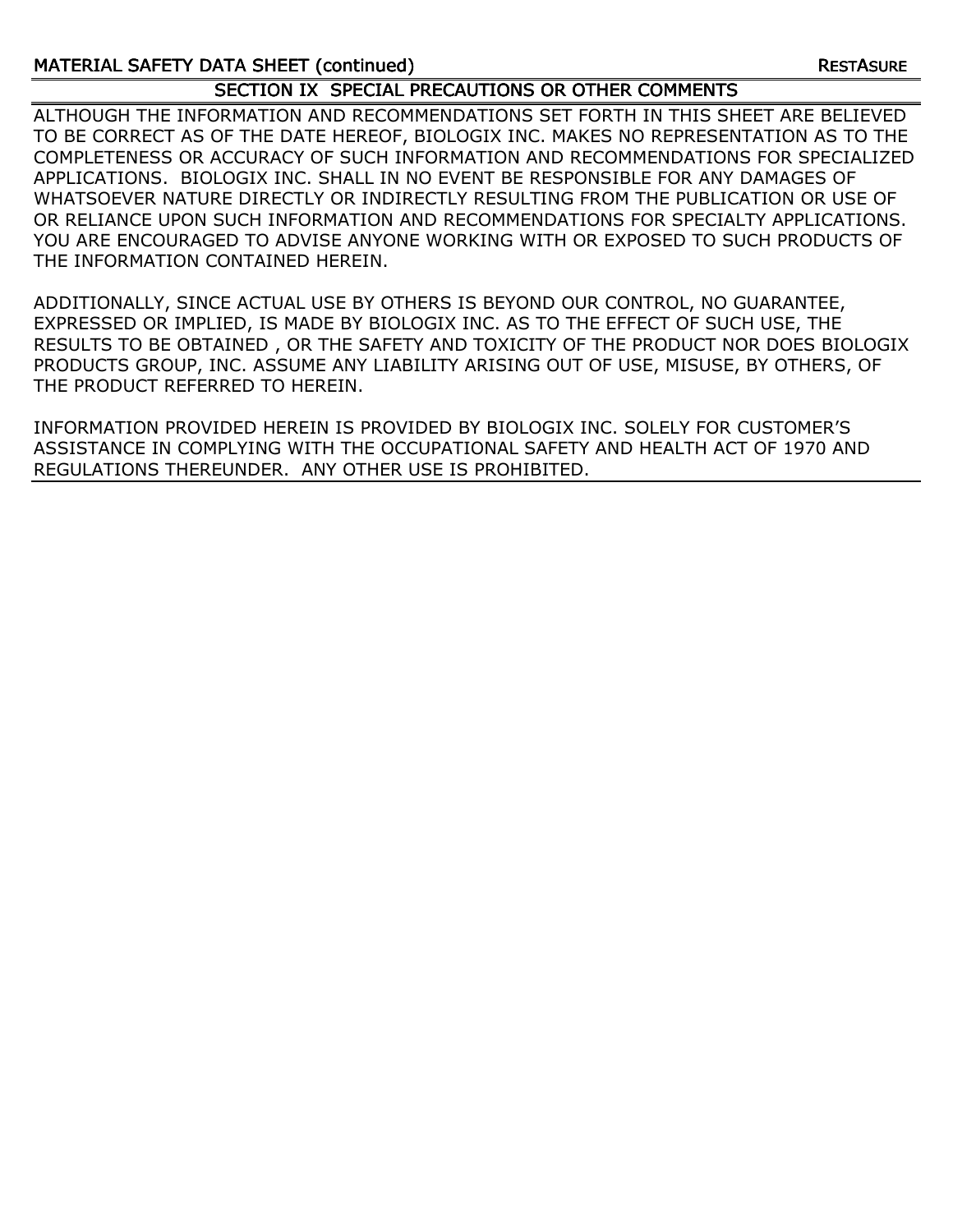## SECTION IX SPECIAL PRECAUTIONS OR OTHER COMMENTS

ALTHOUGH THE INFORMATION AND RECOMMENDATIONS SET FORTH IN THIS SHEET ARE BELIEVED TO BE CORRECT AS OF THE DATE HEREOF, BIOLOGIX INC. MAKES NO REPRESENTATION AS TO THE COMPLETENESS OR ACCURACY OF SUCH INFORMATION AND RECOMMENDATIONS FOR SPECIALIZED APPLICATIONS. BIOLOGIX INC. SHALL IN NO EVENT BE RESPONSIBLE FOR ANY DAMAGES OF WHATSOEVER NATURE DIRECTLY OR INDIRECTLY RESULTING FROM THE PUBLICATION OR USE OF OR RELIANCE UPON SUCH INFORMATION AND RECOMMENDATIONS FOR SPECIALTY APPLICATIONS. YOU ARE ENCOURAGED TO ADVISE ANYONE WORKING WITH OR EXPOSED TO SUCH PRODUCTS OF THE INFORMATION CONTAINED HEREIN.

ADDITIONALLY, SINCE ACTUAL USE BY OTHERS IS BEYOND OUR CONTROL, NO GUARANTEE, EXPRESSED OR IMPLIED, IS MADE BY BIOLOGIX INC. AS TO THE EFFECT OF SUCH USE, THE RESULTS TO BE OBTAINED , OR THE SAFETY AND TOXICITY OF THE PRODUCT NOR DOES BIOLOGIX PRODUCTS GROUP, INC. ASSUME ANY LIABILITY ARISING OUT OF USE, MISUSE, BY OTHERS, OF THE PRODUCT REFERRED TO HEREIN.

INFORMATION PROVIDED HEREIN IS PROVIDED BY BIOLOGIX INC. SOLELY FOR CUSTOMER'S ASSISTANCE IN COMPLYING WITH THE OCCUPATIONAL SAFETY AND HEALTH ACT OF 1970 AND REGULATIONS THEREUNDER. ANY OTHER USE IS PROHIBITED.